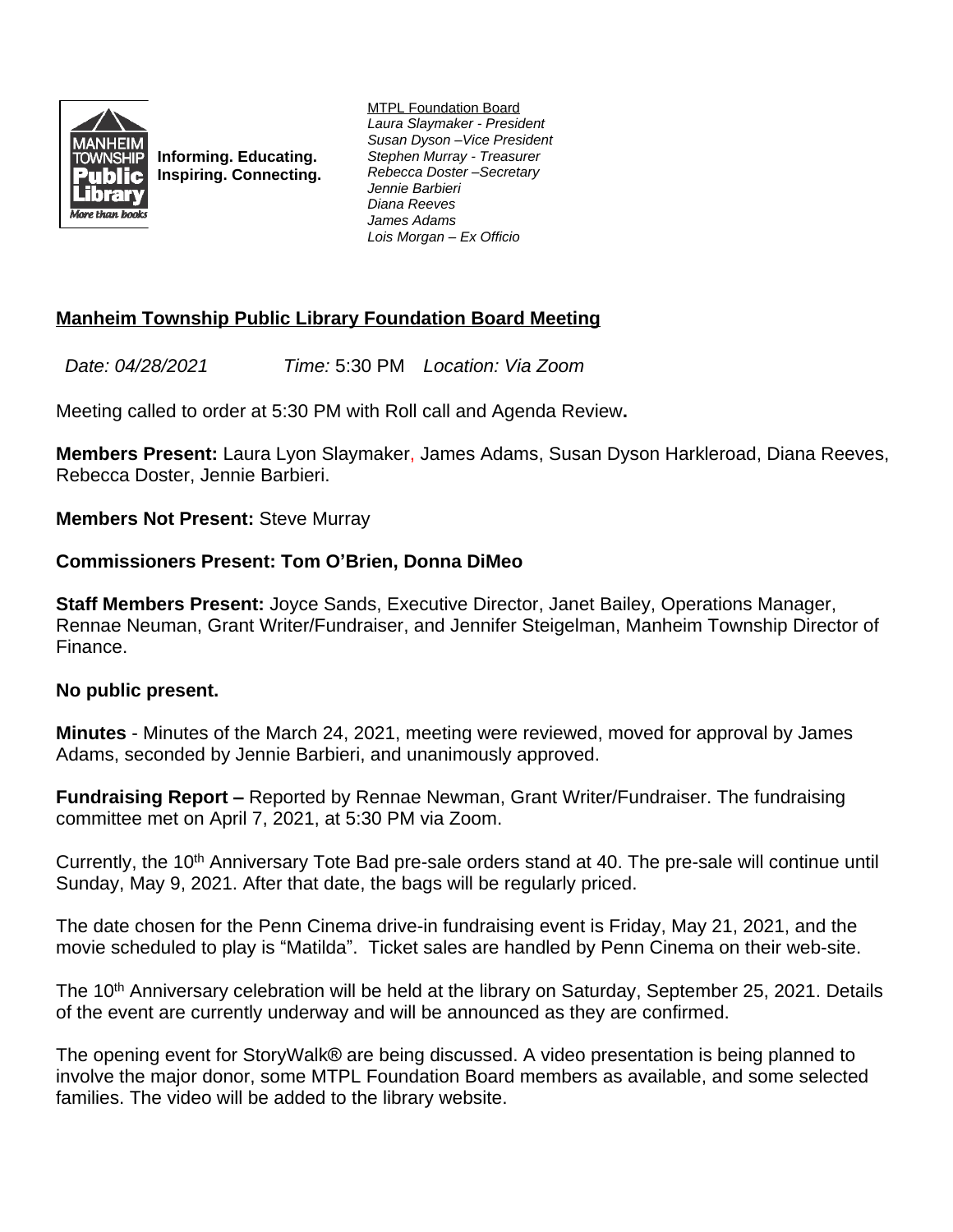Informing. Educating.
Inspiring. Connecting.

MTPL Foundation Board
*Laura Slaymaker - President*
*Susan Dyson –Vice President*
*Stephen Murray - Treasurer*
*Rebecca Doster –Secretary*
*Jennie Barbieri*
*Diana Reeves*
*James Adams*
*Lois Morgan – Ex Officio*

# Manheim Township Public Library Foundation Board Meeting

*Date: 04/28/2021* *Time:* 5:30 PM *Location: Via Zoom*

Meeting called to order at 5:30 PM with Roll call and Agenda Review**.**

**Members Present:** Laura Lyon Slaymaker, James Adams, Susan Dyson Harkleroad, Diana Reeves, Rebecca Doster, Jennie Barbieri.

**Members Not Present:** Steve Murray

**Commissioners Present: Tom O'Brien, Donna DiMeo**

**Staff Members Present:** Joyce Sands, Executive Director, Janet Bailey, Operations Manager, Rennae Neuman, Grant Writer/Fundraiser, and Jennifer Steigelman, Manheim Township Director of Finance.

**No public present.**

**Minutes** - Minutes of the March 24, 2021, meeting were reviewed, moved for approval by James Adams, seconded by Jennie Barbieri, and unanimously approved.

**Fundraising Report –** Reported by Rennae Newman, Grant Writer/Fundraiser. The fundraising committee met on April 7, 2021, at 5:30 PM via Zoom.

Currently, the 10th Anniversary Tote Bad pre-sale orders stand at 40. The pre-sale will continue until Sunday, May 9, 2021. After that date, the bags will be regularly priced.

The date chosen for the Penn Cinema drive-in fundraising event is Friday, May 21, 2021, and the movie scheduled to play is "Matilda". Ticket sales are handled by Penn Cinema on their web-site.

The 10th Anniversary celebration will be held at the library on Saturday, September 25, 2021. Details of the event are currently underway and will be announced as they are confirmed.

The opening event for StoryWalk® are being discussed. A video presentation is being planned to involve the major donor, some MTPL Foundation Board members as available, and some selected families. The video will be added to the library website.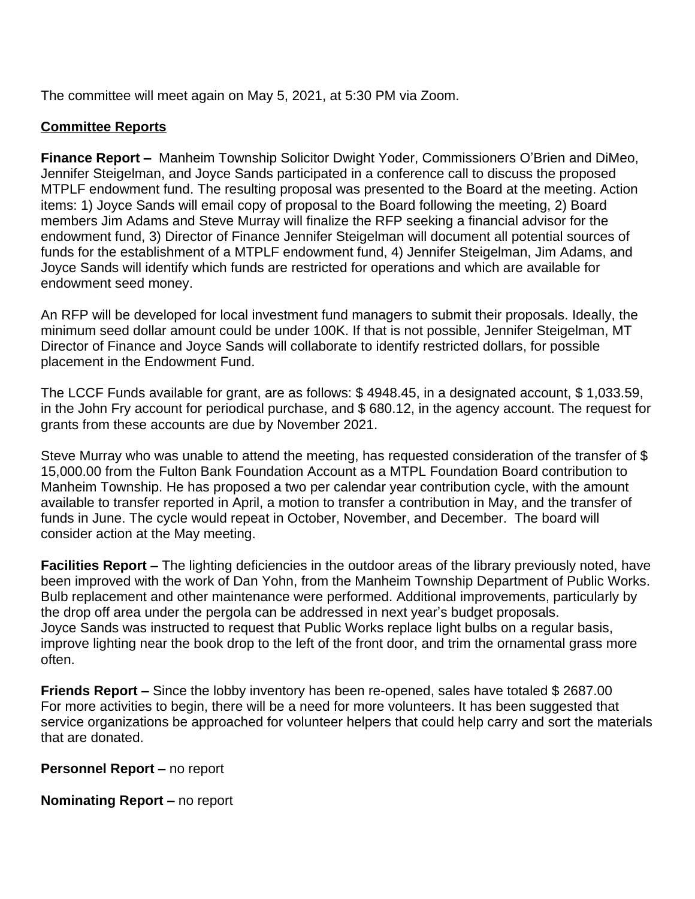The committee will meet again on May 5, 2021, at 5:30 PM via Zoom.

## Committee Reports

**Finance Report –** Manheim Township Solicitor Dwight Yoder, Commissioners O'Brien and DiMeo, Jennifer Steigelman, and Joyce Sands participated in a conference call to discuss the proposed MTPLF endowment fund. The resulting proposal was presented to the Board at the meeting. Action items: 1) Joyce Sands will email copy of proposal to the Board following the meeting, 2) Board members Jim Adams and Steve Murray will finalize the RFP seeking a financial advisor for the endowment fund, 3) Director of Finance Jennifer Steigelman will document all potential sources of funds for the establishment of a MTPLF endowment fund, 4) Jennifer Steigelman, Jim Adams, and Joyce Sands will identify which funds are restricted for operations and which are available for endowment seed money.

An RFP will be developed for local investment fund managers to submit their proposals. Ideally, the minimum seed dollar amount could be under 100K. If that is not possible, Jennifer Steigelman, MT Director of Finance and Joyce Sands will collaborate to identify restricted dollars, for possible placement in the Endowment Fund.

The LCCF Funds available for grant, are as follows: $ 4948.45, in a designated account, $ 1,033.59, in the John Fry account for periodical purchase, and $ 680.12, in the agency account. The request for grants from these accounts are due by November 2021.

Steve Murray who was unable to attend the meeting, has requested consideration of the transfer of $ 15,000.00 from the Fulton Bank Foundation Account as a MTPL Foundation Board contribution to Manheim Township. He has proposed a two per calendar year contribution cycle, with the amount available to transfer reported in April, a motion to transfer a contribution in May, and the transfer of funds in June. The cycle would repeat in October, November, and December. The board will consider action at the May meeting.

**Facilities Report –** The lighting deficiencies in the outdoor areas of the library previously noted, have been improved with the work of Dan Yohn, from the Manheim Township Department of Public Works. Bulb replacement and other maintenance were performed. Additional improvements, particularly by the drop off area under the pergola can be addressed in next year's budget proposals.
Joyce Sands was instructed to request that Public Works replace light bulbs on a regular basis, improve lighting near the book drop to the left of the front door, and trim the ornamental grass more often.

**Friends Report –** Since the lobby inventory has been re-opened, sales have totaled $ 2687.00
For more activities to begin, there will be a need for more volunteers. It has been suggested that service organizations be approached for volunteer helpers that could help carry and sort the materials that are donated.

**Personnel Report –** no report

**Nominating Report –** no report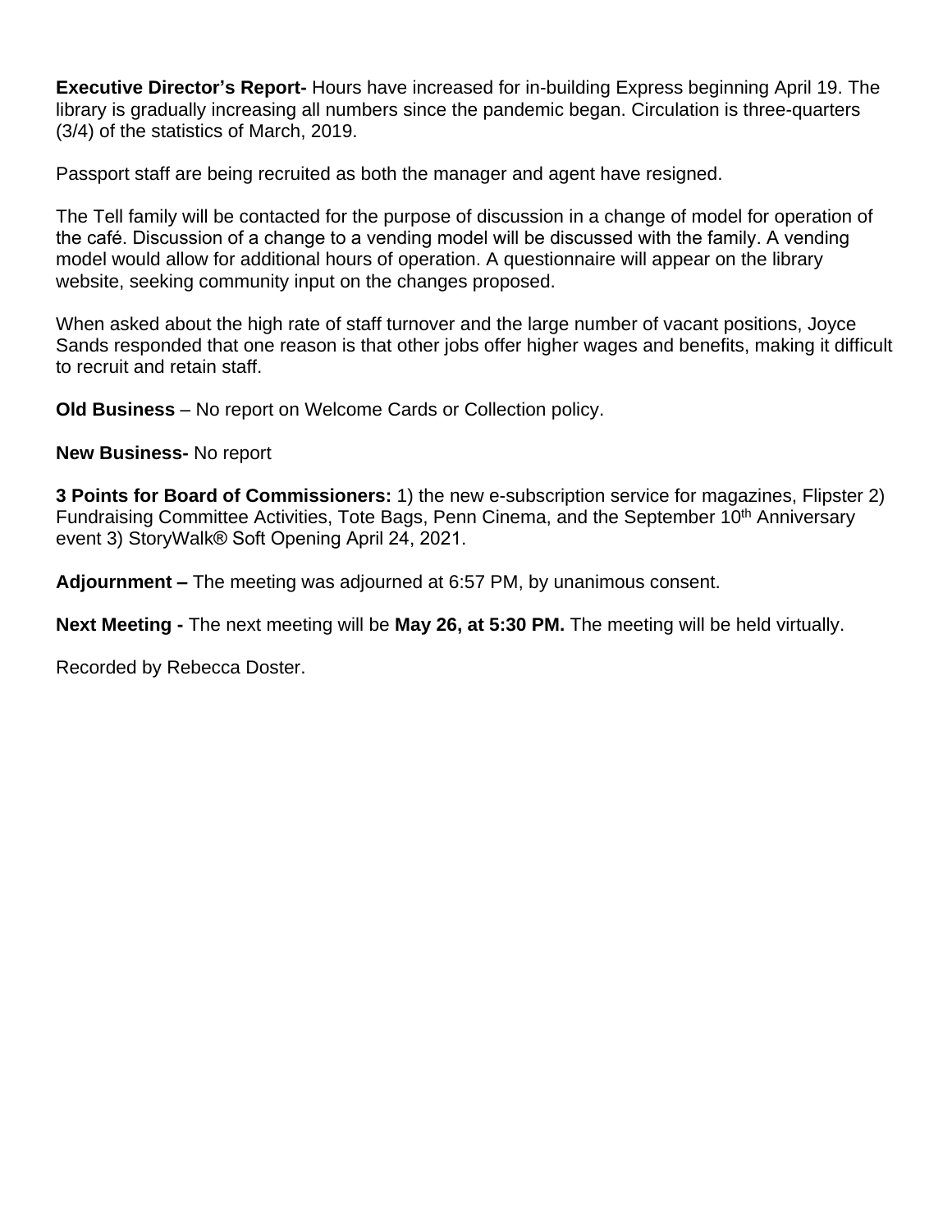**Executive Director's Report-** Hours have increased for in-building Express beginning April 19. The library is gradually increasing all numbers since the pandemic began. Circulation is three-quarters (3/4) of the statistics of March, 2019.

Passport staff are being recruited as both the manager and agent have resigned.

The Tell family will be contacted for the purpose of discussion in a change of model for operation of the café. Discussion of a change to a vending model will be discussed with the family. A vending model would allow for additional hours of operation. A questionnaire will appear on the library website, seeking community input on the changes proposed.

When asked about the high rate of staff turnover and the large number of vacant positions, Joyce Sands responded that one reason is that other jobs offer higher wages and benefits, making it difficult to recruit and retain staff.

**Old Business** – No report on Welcome Cards or Collection policy.

**New Business-** No report

**3 Points for Board of Commissioners:** 1) the new e-subscription service for magazines, Flipster 2) Fundraising Committee Activities, Tote Bags, Penn Cinema, and the September 10th Anniversary event 3) StoryWalk® Soft Opening April 24, 2021.

**Adjournment –** The meeting was adjourned at 6:57 PM, by unanimous consent.

**Next Meeting -** The next meeting will be **May 26, at 5:30 PM.** The meeting will be held virtually.

Recorded by Rebecca Doster.